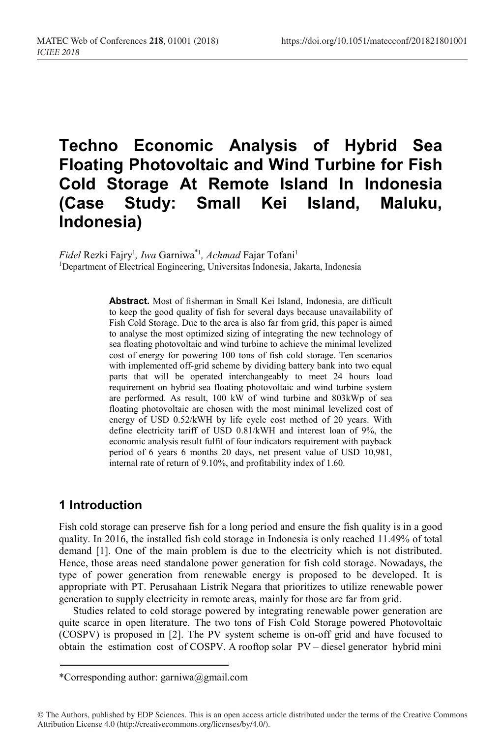# Techno Economic Analysis of Hybrid Sea Floating Photovoltaic and Wind Turbine for Fish Cold Storage At Remote Island In Indonesia (Case Study: Small Kei Island, Maluku, Indonesia)

*Fidel* Rezki Fajry[1], *Iwa* Garniwa[*1], *Achmad* Fajar Tofani[1]

[1]Department of Electrical Engineering, Universitas Indonesia, Jakarta, Indonesia

**Abstract.** Most of fisherman in Small Kei Island, Indonesia, are difficult to keep the good quality of fish for several days because unavailability of Fish Cold Storage. Due to the area is also far from grid, this paper is aimed to analyse the most optimized sizing of integrating the new technology of sea floating photovoltaic and wind turbine to achieve the minimal levelized cost of energy for powering 100 tons of fish cold storage. Ten scenarios with implemented off-grid scheme by dividing battery bank into two equal parts that will be operated interchangeably to meet 24 hours load requirement on hybrid sea floating photovoltaic and wind turbine system are performed. As result, 100 kW of wind turbine and 803kWp of sea floating photovoltaic are chosen with the most minimal levelized cost of energy of USD 0.52/kWH by life cycle cost method of 20 years. With define electricity tariff of USD 0.81/kWH and interest loan of 9%, the economic analysis result fulfil of four indicators requirement with payback period of 6 years 6 months 20 days, net present value of USD 10,981, internal rate of return of 9.10%, and profitability index of 1.60.

## 1 Introduction

Fish cold storage can preserve fish for a long period and ensure the fish quality is in a good quality. In 2016, the installed fish cold storage in Indonesia is only reached 11.49% of total demand [1]. One of the main problem is due to the electricity which is not distributed. Hence, those areas need standalone power generation for fish cold storage. Nowadays, the type of power generation from renewable energy is proposed to be developed. It is appropriate with PT. Perusahaan Listrik Negara that prioritizes to utilize renewable power generation to supply electricity in remote areas, mainly for those are far from grid.

Studies related to cold storage powered by integrating renewable power generation are quite scarce in open literature. The two tons of Fish Cold Storage powered Photovoltaic (COSPV) is proposed in [2]. The PV system scheme is on-off grid and have focused to obtain the estimation cost of COSPV. A rooftop solar PV – diesel generator hybrid mini

---

*Corresponding author: garniwa@gmail.com

© The Authors, published by EDP Sciences. This is an open access article distributed under the terms of the Creative Commons Attribution License 4.0 (http://creativecommons.org/licenses/by/4.0/).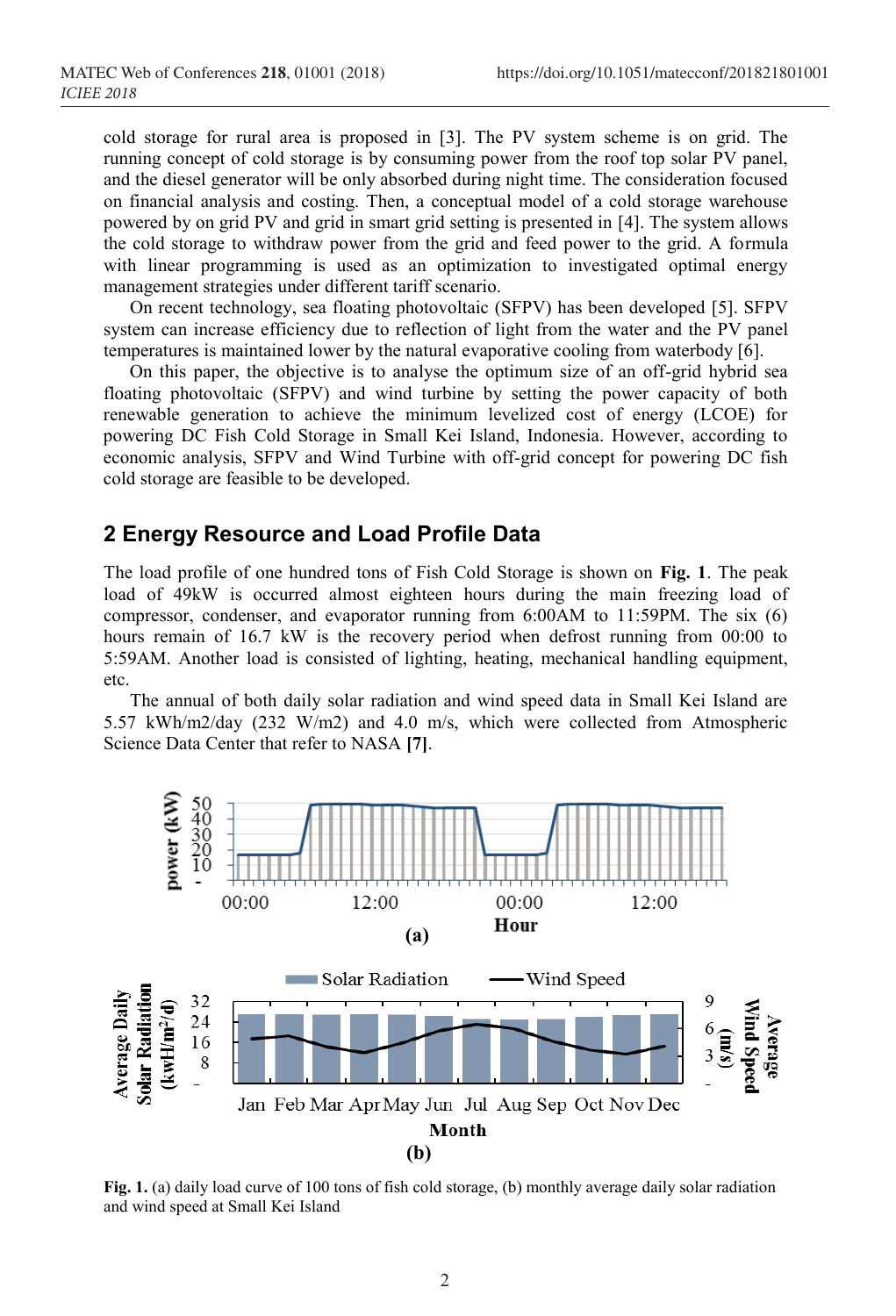cold storage for rural area is proposed in [3]. The PV system scheme is on grid. The running concept of cold storage is by consuming power from the roof top solar PV panel, and the diesel generator will be only absorbed during night time. The consideration focused on financial analysis and costing. Then, a conceptual model of a cold storage warehouse powered by on grid PV and grid in smart grid setting is presented in [4]. The system allows the cold storage to withdraw power from the grid and feed power to the grid. A formula with linear programming is used as an optimization to investigated optimal energy management strategies under different tariff scenario.

On recent technology, sea floating photovoltaic (SFPV) has been developed [5]. SFPV system can increase efficiency due to reflection of light from the water and the PV panel temperatures is maintained lower by the natural evaporative cooling from waterbody [6].

On this paper, the objective is to analyse the optimum size of an off-grid hybrid sea floating photovoltaic (SFPV) and wind turbine by setting the power capacity of both renewable generation to achieve the minimum levelized cost of energy (LCOE) for powering DC Fish Cold Storage in Small Kei Island, Indonesia. However, according to economic analysis, SFPV and Wind Turbine with off-grid concept for powering DC fish cold storage are feasible to be developed.

## 2 Energy Resource and Load Profile Data

The load profile of one hundred tons of Fish Cold Storage is shown on **Fig. 1**. The peak load of 49kW is occurred almost eighteen hours during the main freezing load of compressor, condenser, and evaporator running from 6:00AM to 11:59PM. The six (6) hours remain of 16.7 kW is the recovery period when defrost running from 00:00 to 5:59AM. Another load is consisted of lighting, heating, mechanical handling equipment, etc.

The annual of both daily solar radiation and wind speed data in Small Kei Island are 5.57 kWh/m2/day (232 W/m2) and 4.0 m/s, which were collected from Atmospheric Science Data Center that refer to NASA **[7]**.

**Fig. 1.** (a) daily load curve of 100 tons of fish cold storage, (b) monthly average daily solar radiation and wind speed at Small Kei Island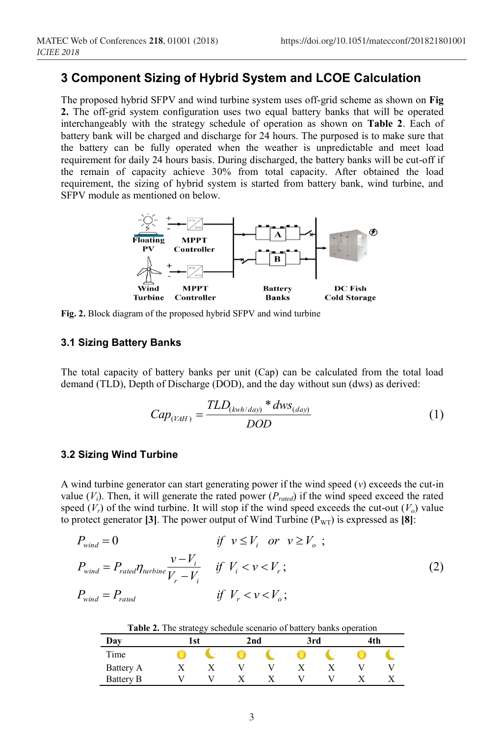## 3 Component Sizing of Hybrid System and LCOE Calculation

The proposed hybrid SFPV and wind turbine system uses off-grid scheme as shown on **Fig 2.** The off-grid system configuration uses two equal battery banks that will be operated interchangeably with the strategy schedule of operation as shown on **Table 2**. Each of battery bank will be charged and discharge for 24 hours. The purposed is to make sure that the battery can be fully operated when the weather is unpredictable and meet load requirement for daily 24 hours basis. During discharged, the battery banks will be cut-off if the remain of capacity achieve 30% from total capacity. After obtained the load requirement, the sizing of hybrid system is started from battery bank, wind turbine, and SFPV module as mentioned on below.

**Fig. 2.** Block diagram of the proposed hybrid SFPV and wind turbine

### 3.1 Sizing Battery Banks

The total capacity of battery banks per unit (Cap) can be calculated from the total load demand (TLD), Depth of Discharge (DOD), and the day without sun (dws) as derived:

$$Cap_{(VAH)} = \frac{TLD_{(kwh/day)} * dws_{(day)}}{DOD} \tag{1}$$

### 3.2 Sizing Wind Turbine

A wind turbine generator can start generating power if the wind speed ($v$) exceeds the cut-in value ($V_i$). Then, it will generate the rated power ($P_{rated}$) if the wind speed exceed the rated speed ($V_r$) of the wind turbine. It will stop if the wind speed exceeds the cut-out ($V_o$) value to protect generator **[3]**. The power output of Wind Turbine ($P_{WT}$) is expressed as **[8]**:

$$\begin{aligned}
&P_{wind} = 0 && \text{if } v \le V_i \text{ or } v \ge V_o \,; \\
&P_{wind} = P_{rated}\eta_{turbine}\frac{v - V_i}{V_r - V_i} && \text{if } V_i < v < V_r \,; \\
&P_{wind} = P_{rated} && \text{if } V_r < v < V_o \,;
\end{aligned} \tag{2}$$

**Table 2.** The strategy schedule scenario of battery banks operation

| Day | 1st | | 2nd | | 3rd | | 4th | |
|---|---|---|---|---|---|---|---|---|
| Time | ☀ | ☾ | ☀ | ☾ | ☀ | ☾ | ☀ | ☾ |
| Battery A | X | X | V | V | X | X | V | V |
| Battery B | V | V | X | X | V | V | X | X |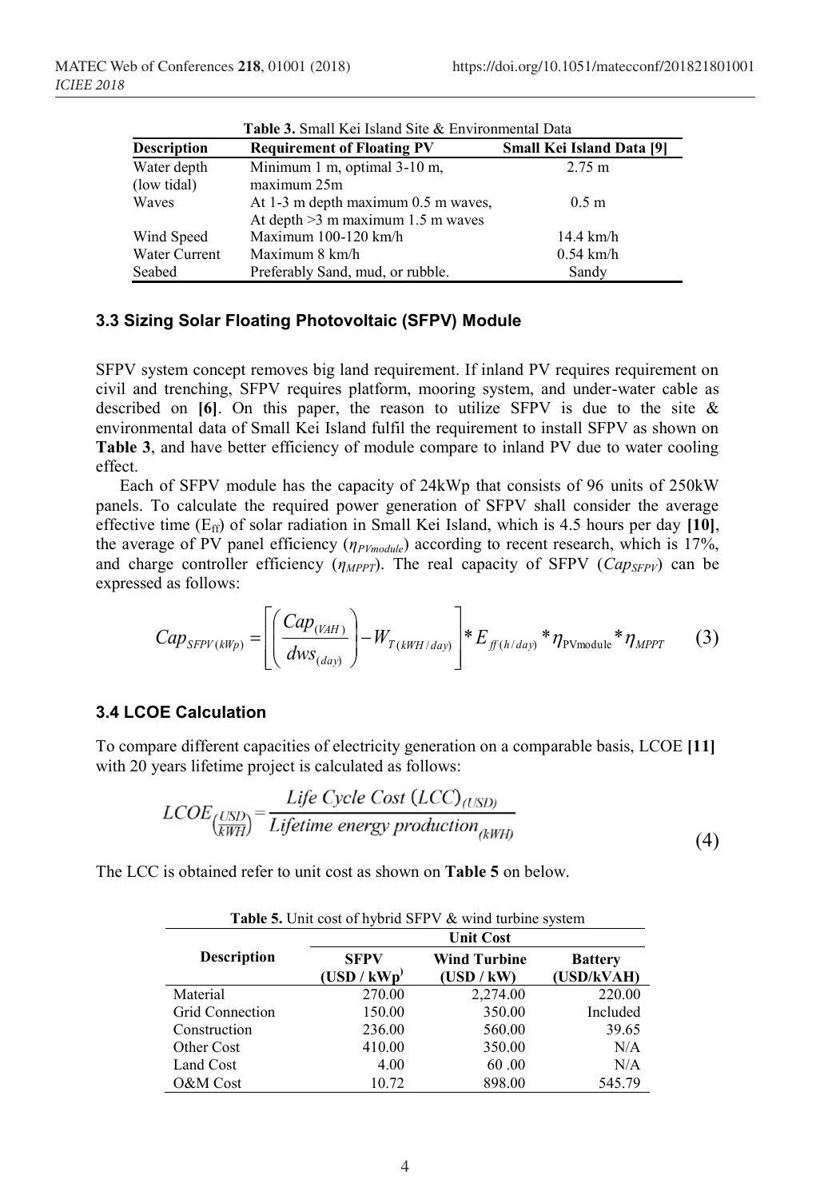**Table 3.** Small Kei Island Site & Environmental Data

| Description | Requirement of Floating PV | Small Kei Island Data [9] |
|---|---|---|
| Water depth (low tidal) | Minimum 1 m, optimal 3-10 m, maximum 25m | 2.75 m |
| Waves | At 1-3 m depth maximum 0.5 m waves, At depth >3 m maximum 1.5 m waves | 0.5 m |
| Wind Speed | Maximum 100-120 km/h | 14.4 km/h |
| Water Current | Maximum 8 km/h | 0.54 km/h |
| Seabed | Preferably Sand, mud, or rubble. | Sandy |

### 3.3 Sizing Solar Floating Photovoltaic (SFPV) Module

SFPV system concept removes big land requirement. If inland PV requires requirement on civil and trenching, SFPV requires platform, mooring system, and under-water cable as described on **[6]**. On this paper, the reason to utilize SFPV is due to the site & environmental data of Small Kei Island fulfil the requirement to install SFPV as shown on **Table 3**, and have better efficiency of module compare to inland PV due to water cooling effect.

Each of SFPV module has the capacity of 24kWp that consists of 96 units of 250kW panels. To calculate the required power generation of SFPV shall consider the average effective time ($E_{ff}$) of solar radiation in Small Kei Island, which is 4.5 hours per day **[10]**, the average of PV panel efficiency ($\eta_{PVmodule}$) according to recent research, which is 17%, and charge controller efficiency ($\eta_{MPPT}$). The real capacity of SFPV ($Cap_{SFPV}$) can be expressed as follows:

$$Cap_{SFPV\,(kWp)} = \left[ \left( \frac{Cap_{(VAH)}}{dws_{(day)}} \right) - W_{T\,(kWH/day)} \right] * E_{ff\,(h/day)} * \eta_{\text{PVmodule}} * \eta_{MPPT} \tag{3}$$

### 3.4 LCOE Calculation

To compare different capacities of electricity generation on a comparable basis, LCOE **[11]** with 20 years lifetime project is calculated as follows:

$$LCOE_{\left(\frac{USD}{kWH}\right)} = \frac{Life\ Cycle\ Cost\ (LCC)_{(USD)}}{Lifetime\ energy\ production_{(kWH)}} \tag{4}$$

The LCC is obtained refer to unit cost as shown on **Table 5** on below.

**Table 5.** Unit cost of hybrid SFPV & wind turbine system

| Description | Unit Cost | | |
|---|---|---|---|
| | SFPV (USD / kWp) | Wind Turbine (USD / kW) | Battery (USD/kVAH) |
| Material | 270.00 | 2,274.00 | 220.00 |
| Grid Connection | 150.00 | 350.00 | Included |
| Construction | 236.00 | 560.00 | 39.65 |
| Other Cost | 410.00 | 350.00 | N/A |
| Land Cost | 4.00 | 60 .00 | N/A |
| O&M Cost | 10.72 | 898.00 | 545.79 |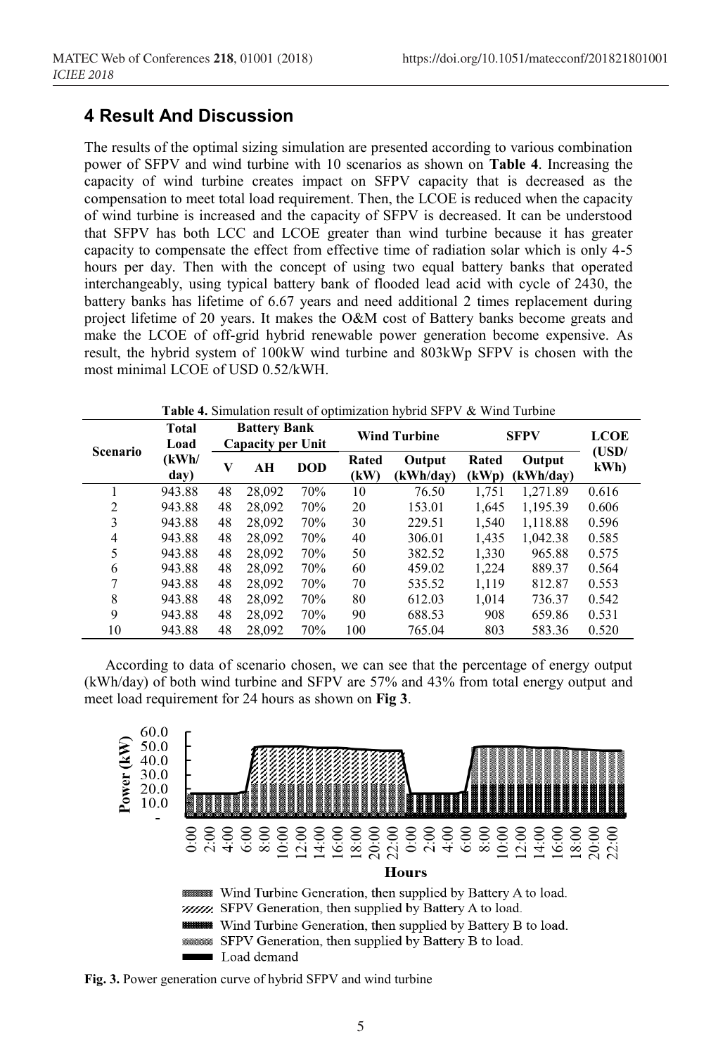## 4 Result And Discussion

The results of the optimal sizing simulation are presented according to various combination power of SFPV and wind turbine with 10 scenarios as shown on **Table 4**. Increasing the capacity of wind turbine creates impact on SFPV capacity that is decreased as the compensation to meet total load requirement. Then, the LCOE is reduced when the capacity of wind turbine is increased and the capacity of SFPV is decreased. It can be understood that SFPV has both LCC and LCOE greater than wind turbine because it has greater capacity to compensate the effect from effective time of radiation solar which is only 4-5 hours per day. Then with the concept of using two equal battery banks that operated interchangeably, using typical battery bank of flooded lead acid with cycle of 2430, the battery banks has lifetime of 6.67 years and need additional 2 times replacement during project lifetime of 20 years. It makes the O&M cost of Battery banks become greats and make the LCOE of off-grid hybrid renewable power generation become expensive. As result, the hybrid system of 100kW wind turbine and 803kWp SFPV is chosen with the most minimal LCOE of USD 0.52/kWH.

**Table 4.** Simulation result of optimization hybrid SFPV & Wind Turbine

| Scenario | Total Load | Battery Bank Capacity per Unit | | | Wind Turbine | | SFPV | | LCOE (USD/ kWh) |
|---|---|---|---|---|---|---|---|---|---|
| | (kWh/ day) | V | AH | DOD | Rated (kW) | Output (kWh/day) | Rated (kWp) | Output (kWh/day) | |
| 1 | 943.88 | 48 | 28,092 | 70% | 10 | 76.50 | 1,751 | 1,271.89 | 0.616 |
| 2 | 943.88 | 48 | 28,092 | 70% | 20 | 153.01 | 1,645 | 1,195.39 | 0.606 |
| 3 | 943.88 | 48 | 28,092 | 70% | 30 | 229.51 | 1,540 | 1,118.88 | 0.596 |
| 4 | 943.88 | 48 | 28,092 | 70% | 40 | 306.01 | 1,435 | 1,042.38 | 0.585 |
| 5 | 943.88 | 48 | 28,092 | 70% | 50 | 382.52 | 1,330 | 965.88 | 0.575 |
| 6 | 943.88 | 48 | 28,092 | 70% | 60 | 459.02 | 1,224 | 889.37 | 0.564 |
| 7 | 943.88 | 48 | 28,092 | 70% | 70 | 535.52 | 1,119 | 812.87 | 0.553 |
| 8 | 943.88 | 48 | 28,092 | 70% | 80 | 612.03 | 1,014 | 736.37 | 0.542 |
| 9 | 943.88 | 48 | 28,092 | 70% | 90 | 688.53 | 908 | 659.86 | 0.531 |
| 10 | 943.88 | 48 | 28,092 | 70% | 100 | 765.04 | 803 | 583.36 | 0.520 |

According to data of scenario chosen, we can see that the percentage of energy output (kWh/day) of both wind turbine and SFPV are 57% and 43% from total energy output and meet load requirement for 24 hours as shown on **Fig 3**.

**Fig. 3.** Power generation curve of hybrid SFPV and wind turbine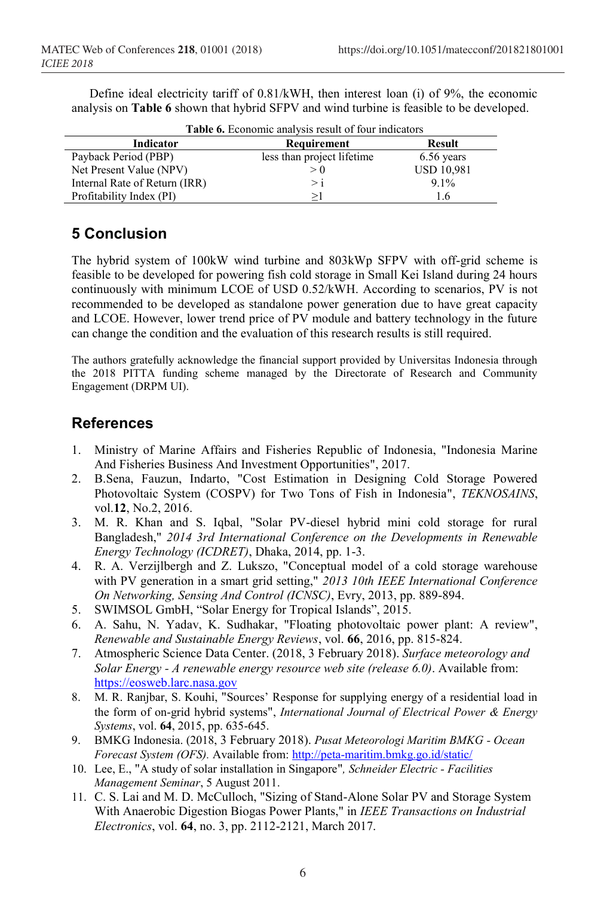Define ideal electricity tariff of 0.81/kWH, then interest loan (i) of 9%, the economic analysis on **Table 6** shown that hybrid SFPV and wind turbine is feasible to be developed.

**Table 6.** Economic analysis result of four indicators

| Indicator | Requirement | Result |
| --- | --- | --- |
| Payback Period (PBP) | less than project lifetime | 6.56 years |
| Net Present Value (NPV) | > 0 | USD 10,981 |
| Internal Rate of Return (IRR) | > i | 9.1% |
| Profitability Index (PI) | ≥1 | 1.6 |

## 5 Conclusion

The hybrid system of 100kW wind turbine and 803kWp SFPV with off-grid scheme is feasible to be developed for powering fish cold storage in Small Kei Island during 24 hours continuously with minimum LCOE of USD 0.52/kWH. According to scenarios, PV is not recommended to be developed as standalone power generation due to have great capacity and LCOE. However, lower trend price of PV module and battery technology in the future can change the condition and the evaluation of this research results is still required.

The authors gratefully acknowledge the financial support provided by Universitas Indonesia through the 2018 PITTA funding scheme managed by the Directorate of Research and Community Engagement (DRPM UI).

## References

1. Ministry of Marine Affairs and Fisheries Republic of Indonesia, "Indonesia Marine And Fisheries Business And Investment Opportunities", 2017.
2. B.Sena, Fauzun, Indarto, "Cost Estimation in Designing Cold Storage Powered Photovoltaic System (COSPV) for Two Tons of Fish in Indonesia", *TEKNOSAINS*, vol.**12**, No.2, 2016.
3. M. R. Khan and S. Iqbal, "Solar PV-diesel hybrid mini cold storage for rural Bangladesh," *2014 3rd International Conference on the Developments in Renewable Energy Technology (ICDRET)*, Dhaka, 2014, pp. 1-3.
4. R. A. Verzijlbergh and Z. Lukszo, "Conceptual model of a cold storage warehouse with PV generation in a smart grid setting," *2013 10th IEEE International Conference On Networking, Sensing And Control (ICNSC)*, Evry, 2013, pp. 889-894.
5. SWIMSOL GmbH, "Solar Energy for Tropical Islands", 2015.
6. A. Sahu, N. Yadav, K. Sudhakar, "Floating photovoltaic power plant: A review", *Renewable and Sustainable Energy Reviews*, vol. **66**, 2016, pp. 815-824.
7. Atmospheric Science Data Center. (2018, 3 February 2018). *Surface meteorology and Solar Energy - A renewable energy resource web site (release 6.0)*. Available from: https://eosweb.larc.nasa.gov
8. M. R. Ranjbar, S. Kouhi, "Sources' Response for supplying energy of a residential load in the form of on-grid hybrid systems", *International Journal of Electrical Power & Energy Systems*, vol. **64**, 2015, pp. 635-645.
9. BMKG Indonesia. (2018, 3 February 2018). *Pusat Meteorologi Maritim BMKG - Ocean Forecast System (OFS).* Available from: http://peta-maritim.bmkg.go.id/static/
10. Lee, E., "A study of solar installation in Singapore"*, Schneider Electric - Facilities Management Seminar*, 5 August 2011.
11. C. S. Lai and M. D. McCulloch, "Sizing of Stand-Alone Solar PV and Storage System With Anaerobic Digestion Biogas Power Plants," in *IEEE Transactions on Industrial Electronics*, vol. **64**, no. 3, pp. 2112-2121, March 2017.